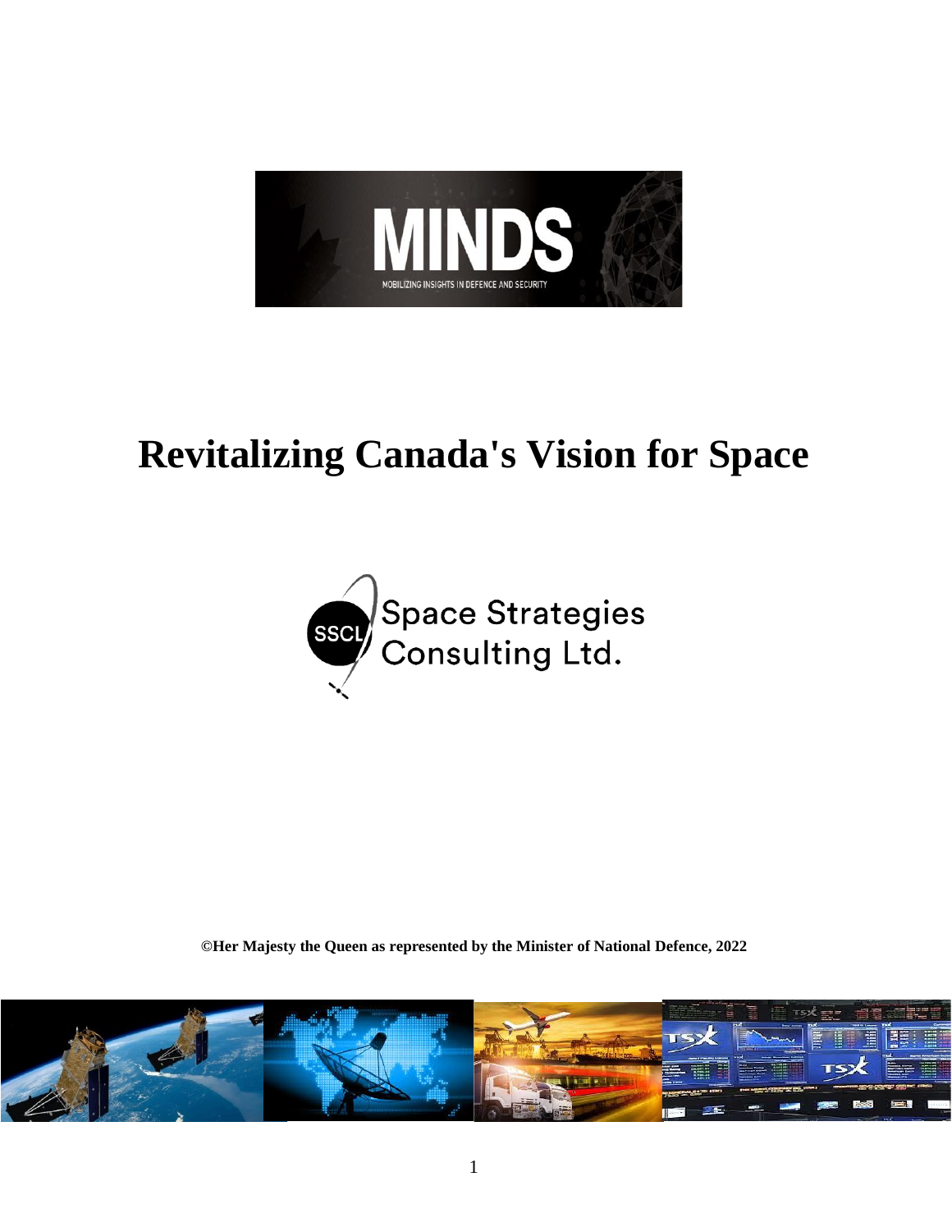MINDS

MOBILIZING INSIGHTS IN DEFENCE AND SECURITY

# Revitalizing Canada's Vision for Space

SSCL Space Strategies Consulting Ltd.

**©Her Majesty the Queen as represented by the Minister of National Defence, 2022**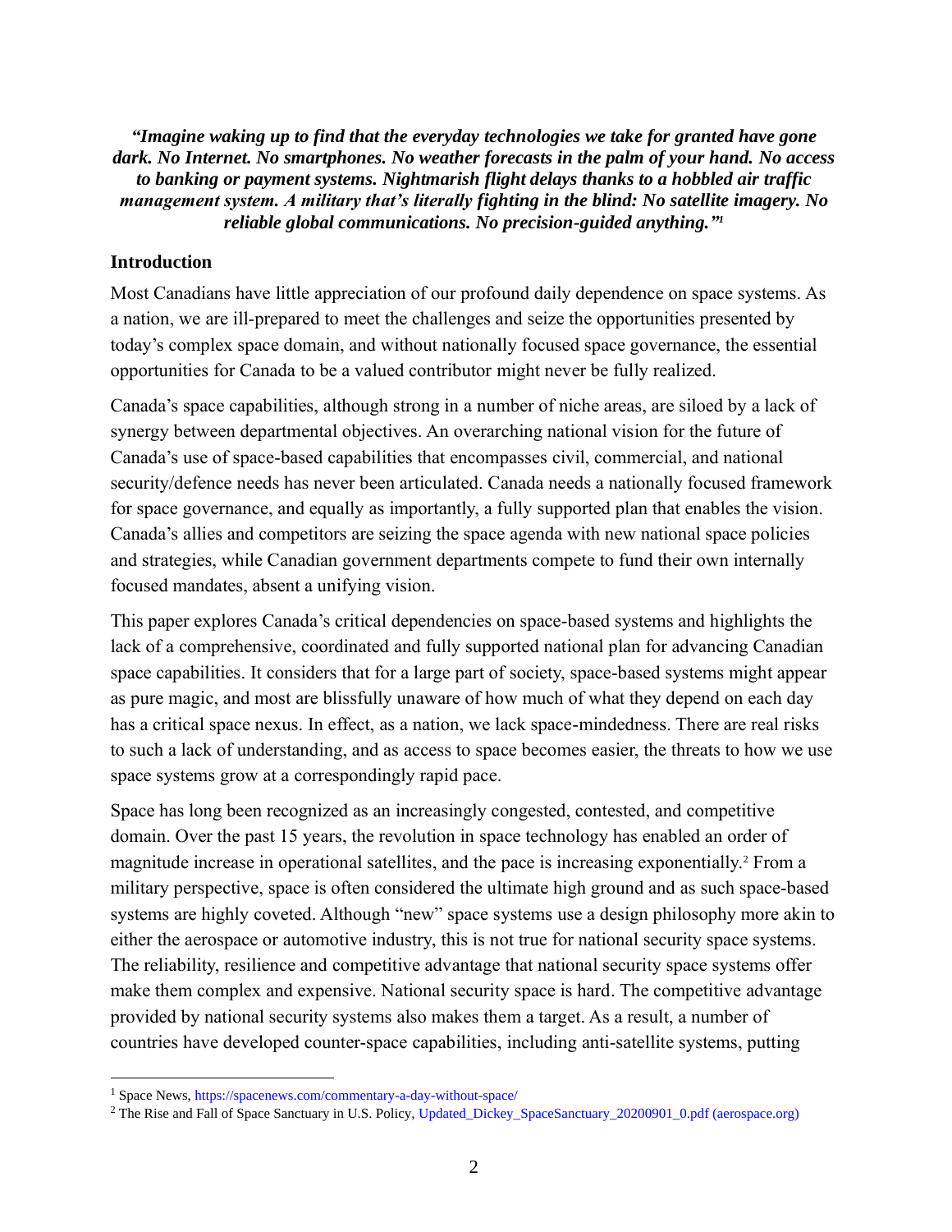***"Imagine waking up to find that the everyday technologies we take for granted have gone dark. No Internet. No smartphones. No weather forecasts in the palm of your hand. No access to banking or payment systems. Nightmarish flight delays thanks to a hobbled air traffic management system. A military that's literally fighting in the blind: No satellite imagery. No reliable global communications. No precision-guided anything."***[1]

## Introduction

Most Canadians have little appreciation of our profound daily dependence on space systems. As a nation, we are ill-prepared to meet the challenges and seize the opportunities presented by today's complex space domain, and without nationally focused space governance, the essential opportunities for Canada to be a valued contributor might never be fully realized.

Canada's space capabilities, although strong in a number of niche areas, are siloed by a lack of synergy between departmental objectives. An overarching national vision for the future of Canada's use of space-based capabilities that encompasses civil, commercial, and national security/defence needs has never been articulated. Canada needs a nationally focused framework for space governance, and equally as importantly, a fully supported plan that enables the vision. Canada's allies and competitors are seizing the space agenda with new national space policies and strategies, while Canadian government departments compete to fund their own internally focused mandates, absent a unifying vision.

This paper explores Canada's critical dependencies on space-based systems and highlights the lack of a comprehensive, coordinated and fully supported national plan for advancing Canadian space capabilities. It considers that for a large part of society, space-based systems might appear as pure magic, and most are blissfully unaware of how much of what they depend on each day has a critical space nexus. In effect, as a nation, we lack space-mindedness. There are real risks to such a lack of understanding, and as access to space becomes easier, the threats to how we use space systems grow at a correspondingly rapid pace.

Space has long been recognized as an increasingly congested, contested, and competitive domain. Over the past 15 years, the revolution in space technology has enabled an order of magnitude increase in operational satellites, and the pace is increasing exponentially.[2] From a military perspective, space is often considered the ultimate high ground and as such space-based systems are highly coveted. Although "new" space systems use a design philosophy more akin to either the aerospace or automotive industry, this is not true for national security space systems. The reliability, resilience and competitive advantage that national security space systems offer make them complex and expensive. National security space is hard. The competitive advantage provided by national security systems also makes them a target. As a result, a number of countries have developed counter-space capabilities, including anti-satellite systems, putting

---

[1] Space News, https://spacenews.com/commentary-a-day-without-space/

[2] The Rise and Fall of Space Sanctuary in U.S. Policy, Updated_Dickey_SpaceSanctuary_20200901_0.pdf (aerospace.org)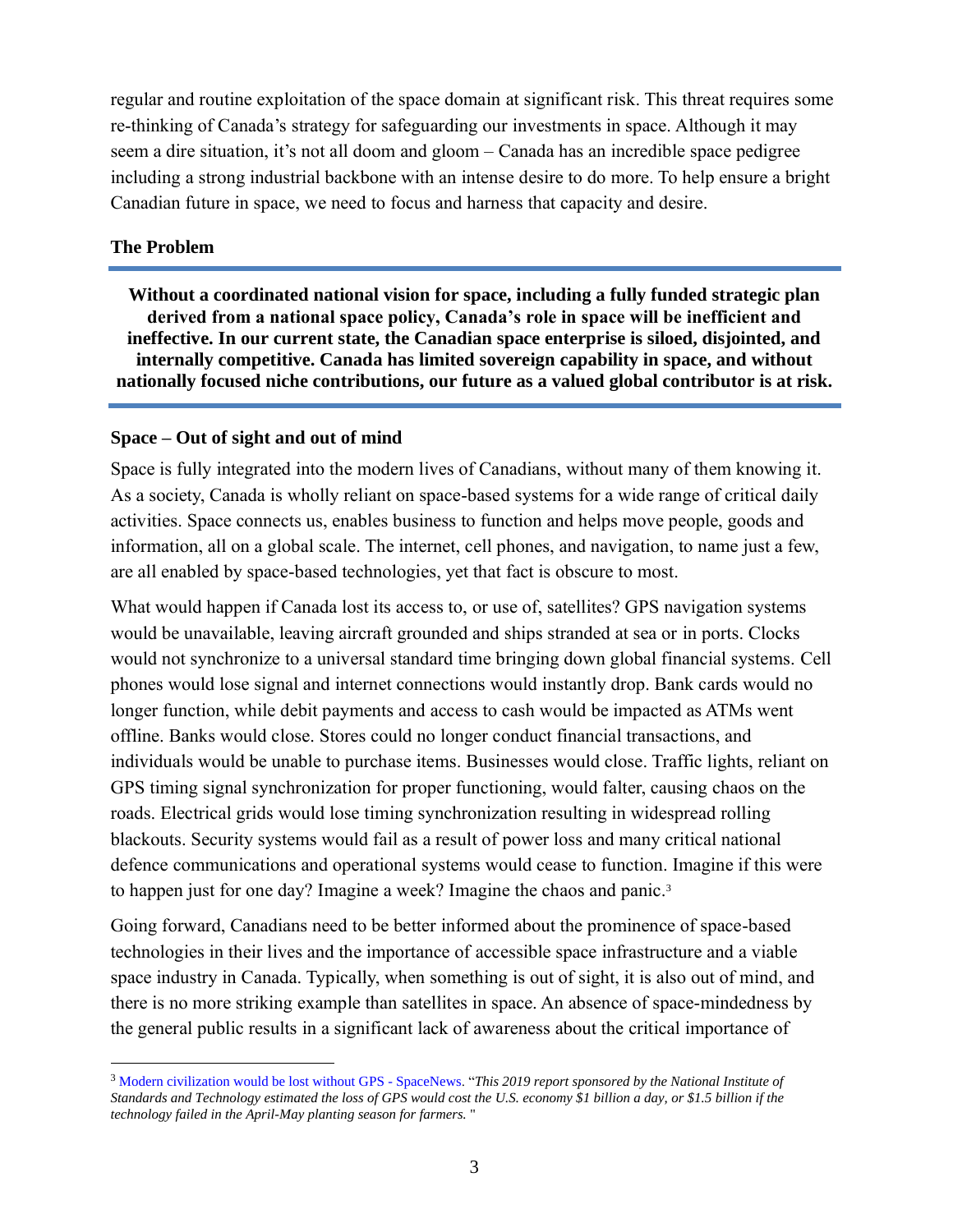regular and routine exploitation of the space domain at significant risk. This threat requires some re-thinking of Canada's strategy for safeguarding our investments in space. Although it may seem a dire situation, it's not all doom and gloom – Canada has an incredible space pedigree including a strong industrial backbone with an intense desire to do more. To help ensure a bright Canadian future in space, we need to focus and harness that capacity and desire.

### The Problem

---

**Without a coordinated national vision for space, including a fully funded strategic plan derived from a national space policy, Canada's role in space will be inefficient and ineffective. In our current state, the Canadian space enterprise is siloed, disjointed, and internally competitive. Canada has limited sovereign capability in space, and without nationally focused niche contributions, our future as a valued global contributor is at risk.**

---

### Space – Out of sight and out of mind

Space is fully integrated into the modern lives of Canadians, without many of them knowing it. As a society, Canada is wholly reliant on space-based systems for a wide range of critical daily activities. Space connects us, enables business to function and helps move people, goods and information, all on a global scale. The internet, cell phones, and navigation, to name just a few, are all enabled by space-based technologies, yet that fact is obscure to most.

What would happen if Canada lost its access to, or use of, satellites? GPS navigation systems would be unavailable, leaving aircraft grounded and ships stranded at sea or in ports. Clocks would not synchronize to a universal standard time bringing down global financial systems. Cell phones would lose signal and internet connections would instantly drop. Bank cards would no longer function, while debit payments and access to cash would be impacted as ATMs went offline. Banks would close. Stores could no longer conduct financial transactions, and individuals would be unable to purchase items. Businesses would close. Traffic lights, reliant on GPS timing signal synchronization for proper functioning, would falter, causing chaos on the roads. Electrical grids would lose timing synchronization resulting in widespread rolling blackouts. Security systems would fail as a result of power loss and many critical national defence communications and operational systems would cease to function. Imagine if this were to happen just for one day? Imagine a week? Imagine the chaos and panic.[3]

Going forward, Canadians need to be better informed about the prominence of space-based technologies in their lives and the importance of accessible space infrastructure and a viable space industry in Canada. Typically, when something is out of sight, it is also out of mind, and there is no more striking example than satellites in space. An absence of space-mindedness by the general public results in a significant lack of awareness about the critical importance of

---

[3] Modern civilization would be lost without GPS - SpaceNews. "*This 2019 report sponsored by the National Institute of Standards and Technology estimated the loss of GPS would cost the U.S. economy $1 billion a day, or $1.5 billion if the technology failed in the April-May planting season for farmers.* "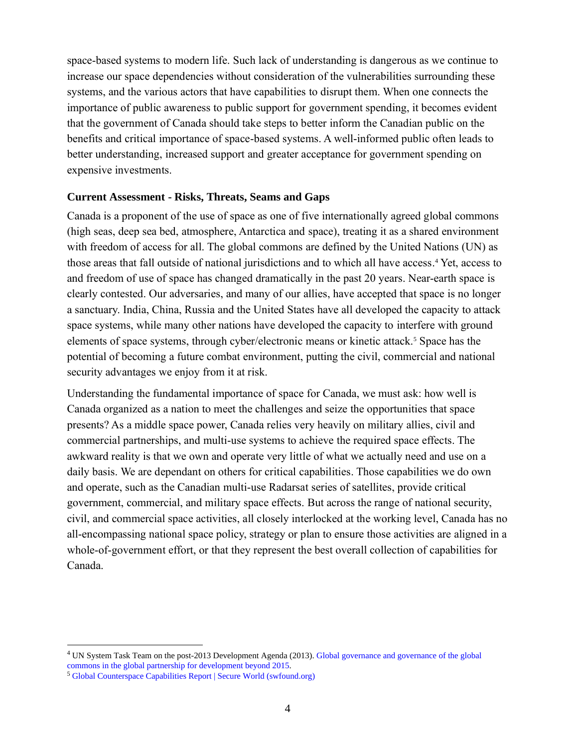space-based systems to modern life. Such lack of understanding is dangerous as we continue to increase our space dependencies without consideration of the vulnerabilities surrounding these systems, and the various actors that have capabilities to disrupt them. When one connects the importance of public awareness to public support for government spending, it becomes evident that the government of Canada should take steps to better inform the Canadian public on the benefits and critical importance of space-based systems. A well-informed public often leads to better understanding, increased support and greater acceptance for government spending on expensive investments.

**Current Assessment - Risks, Threats, Seams and Gaps**

Canada is a proponent of the use of space as one of five internationally agreed global commons (high seas, deep sea bed, atmosphere, Antarctica and space), treating it as a shared environment with freedom of access for all. The global commons are defined by the United Nations (UN) as those areas that fall outside of national jurisdictions and to which all have access.[4] Yet, access to and freedom of use of space has changed dramatically in the past 20 years. Near-earth space is clearly contested. Our adversaries, and many of our allies, have accepted that space is no longer a sanctuary. India, China, Russia and the United States have all developed the capacity to attack space systems, while many other nations have developed the capacity to interfere with ground elements of space systems, through cyber/electronic means or kinetic attack.[5] Space has the potential of becoming a future combat environment, putting the civil, commercial and national security advantages we enjoy from it at risk.

Understanding the fundamental importance of space for Canada, we must ask: how well is Canada organized as a nation to meet the challenges and seize the opportunities that space presents? As a middle space power, Canada relies very heavily on military allies, civil and commercial partnerships, and multi-use systems to achieve the required space effects. The awkward reality is that we own and operate very little of what we actually need and use on a daily basis. We are dependant on others for critical capabilities. Those capabilities we do own and operate, such as the Canadian multi-use Radarsat series of satellites, provide critical government, commercial, and military space effects. But across the range of national security, civil, and commercial space activities, all closely interlocked at the working level, Canada has no all-encompassing national space policy, strategy or plan to ensure those activities are aligned in a whole-of-government effort, or that they represent the best overall collection of capabilities for Canada.

---

[4] UN System Task Team on the post-2013 Development Agenda (2013). Global governance and governance of the global commons in the global partnership for development beyond 2015.

[5] Global Counterspace Capabilities Report | Secure World (swfound.org)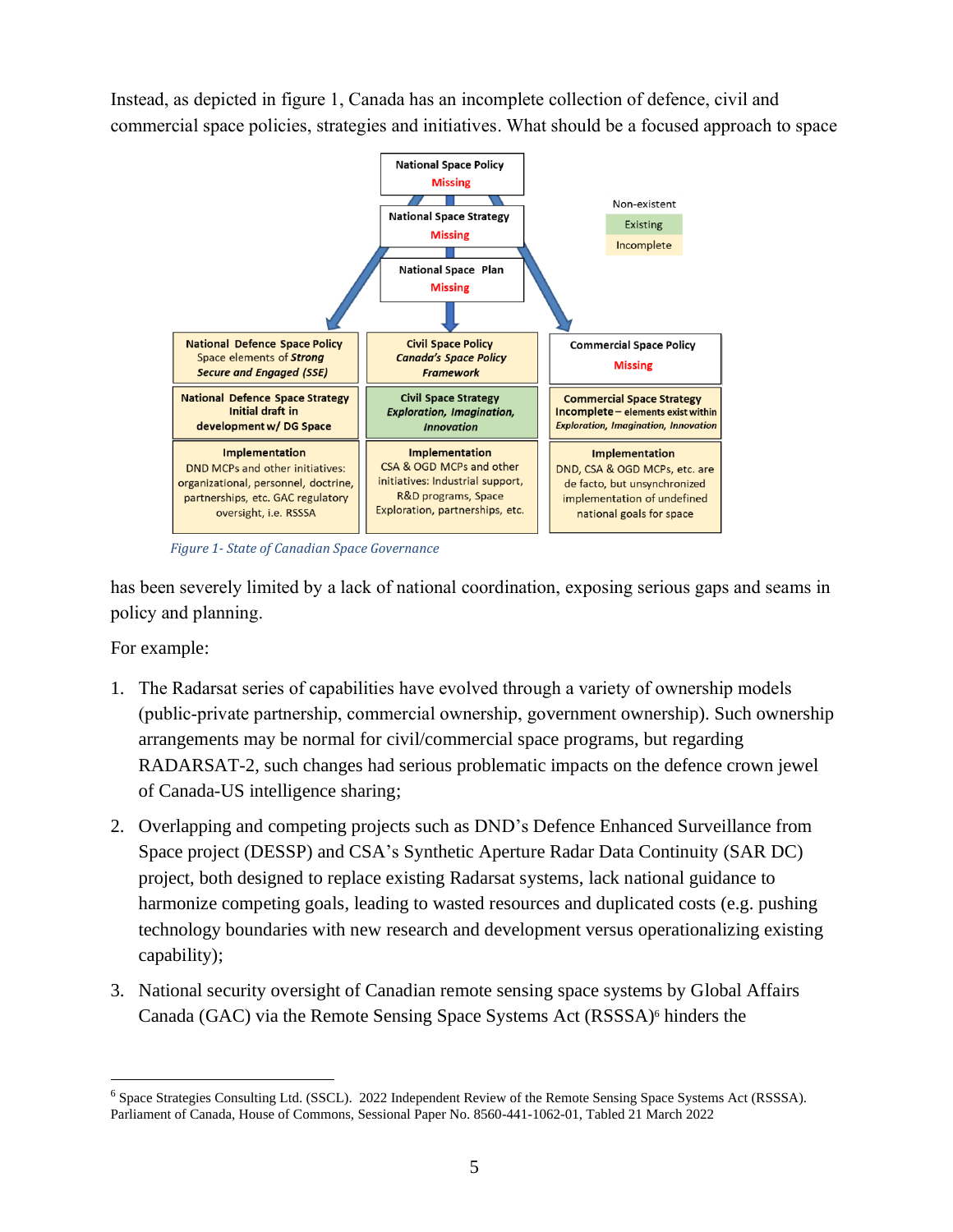Instead, as depicted in figure 1, Canada has an incomplete collection of defence, civil and commercial space policies, strategies and initiatives. What should be a focused approach to space has been severely limited by a lack of national coordination, exposing serious gaps and seams in policy and planning.

| National Space Policy – Missing | | |
|---|---|---|
| **National Space Strategy – Missing** | | |
| **National Space Plan – Missing** | | |
| **National Defence Space Policy**<br>Space elements of *Strong Secure and Engaged (SSE)* | **Civil Space Policy**<br>*Canada's Space Policy Framework* | **Commercial Space Policy**<br>Missing |
| **National Defence Space Strategy**<br>Initial draft in development w/ DG Space | **Civil Space Strategy**<br>*Exploration, Imagination, Innovation* | **Commercial Space Strategy**<br>**Incomplete** – elements exist within *Exploration, Imagination, Innovation* |
| **Implementation**<br>DND MCPs and other initiatives: organizational, personnel, doctrine, partnerships, etc. GAC regulatory oversight, i.e. RSSSA | **Implementation**<br>CSA & OGD MCPs and other initiatives: Industrial support, R&D programs, Space Exploration, partnerships, etc. | **Implementation**<br>DND, CSA & OGD MCPs, etc. are de facto, but unsynchronized implementation of undefined national goals for space |

Legend: Non-existent; Existing; Incomplete

*Figure 1- State of Canadian Space Governance*

For example:

1. The Radarsat series of capabilities have evolved through a variety of ownership models (public-private partnership, commercial ownership, government ownership). Such ownership arrangements may be normal for civil/commercial space programs, but regarding RADARSAT-2, such changes had serious problematic impacts on the defence crown jewel of Canada-US intelligence sharing;

2. Overlapping and competing projects such as DND's Defence Enhanced Surveillance from Space project (DESSP) and CSA's Synthetic Aperture Radar Data Continuity (SAR DC) project, both designed to replace existing Radarsat systems, lack national guidance to harmonize competing goals, leading to wasted resources and duplicated costs (e.g. pushing technology boundaries with new research and development versus operationalizing existing capability);

3. National security oversight of Canadian remote sensing space systems by Global Affairs Canada (GAC) via the Remote Sensing Space Systems Act (RSSSA)[6] hinders the

---

[6] Space Strategies Consulting Ltd. (SSCL). 2022 Independent Review of the Remote Sensing Space Systems Act (RSSSA). Parliament of Canada, House of Commons, Sessional Paper No. 8560-441-1062-01, Tabled 21 March 2022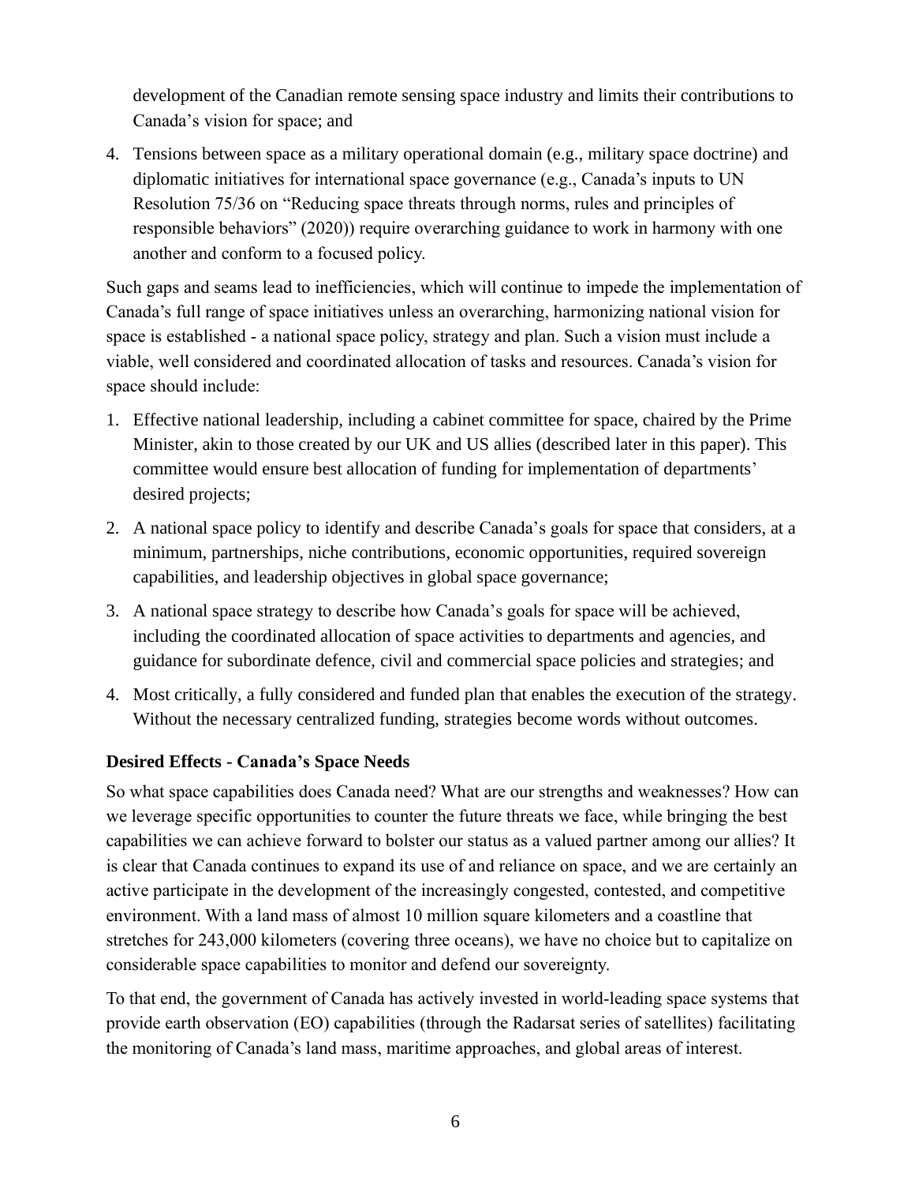development of the Canadian remote sensing space industry and limits their contributions to Canada's vision for space; and

4. Tensions between space as a military operational domain (e.g., military space doctrine) and diplomatic initiatives for international space governance (e.g., Canada's inputs to UN Resolution 75/36 on "Reducing space threats through norms, rules and principles of responsible behaviors" (2020)) require overarching guidance to work in harmony with one another and conform to a focused policy.

Such gaps and seams lead to inefficiencies, which will continue to impede the implementation of Canada's full range of space initiatives unless an overarching, harmonizing national vision for space is established - a national space policy, strategy and plan. Such a vision must include a viable, well considered and coordinated allocation of tasks and resources. Canada's vision for space should include:

1. Effective national leadership, including a cabinet committee for space, chaired by the Prime Minister, akin to those created by our UK and US allies (described later in this paper). This committee would ensure best allocation of funding for implementation of departments' desired projects;
2. A national space policy to identify and describe Canada's goals for space that considers, at a minimum, partnerships, niche contributions, economic opportunities, required sovereign capabilities, and leadership objectives in global space governance;
3. A national space strategy to describe how Canada's goals for space will be achieved, including the coordinated allocation of space activities to departments and agencies, and guidance for subordinate defence, civil and commercial space policies and strategies; and
4. Most critically, a fully considered and funded plan that enables the execution of the strategy. Without the necessary centralized funding, strategies become words without outcomes.

### Desired Effects - Canada's Space Needs

So what space capabilities does Canada need? What are our strengths and weaknesses? How can we leverage specific opportunities to counter the future threats we face, while bringing the best capabilities we can achieve forward to bolster our status as a valued partner among our allies? It is clear that Canada continues to expand its use of and reliance on space, and we are certainly an active participate in the development of the increasingly congested, contested, and competitive environment. With a land mass of almost 10 million square kilometers and a coastline that stretches for 243,000 kilometers (covering three oceans), we have no choice but to capitalize on considerable space capabilities to monitor and defend our sovereignty.

To that end, the government of Canada has actively invested in world-leading space systems that provide earth observation (EO) capabilities (through the Radarsat series of satellites) facilitating the monitoring of Canada's land mass, maritime approaches, and global areas of interest.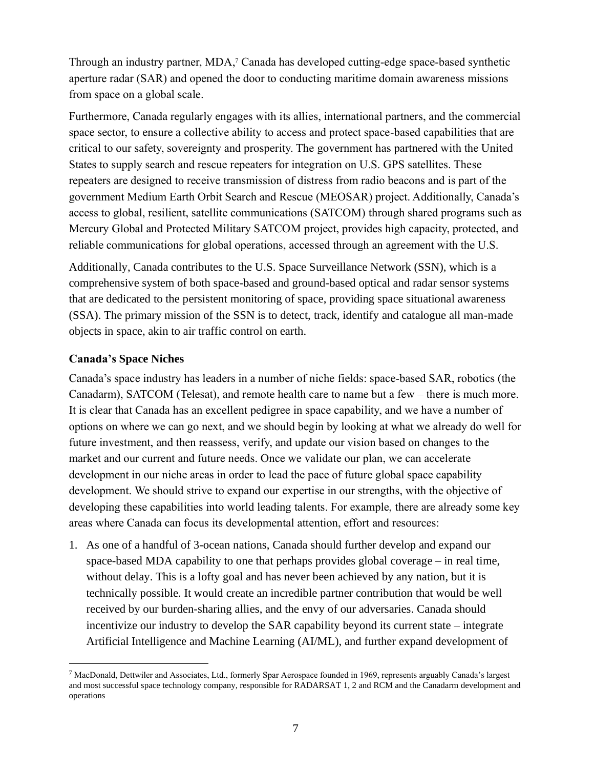Through an industry partner, MDA,[7] Canada has developed cutting-edge space-based synthetic aperture radar (SAR) and opened the door to conducting maritime domain awareness missions from space on a global scale.

Furthermore, Canada regularly engages with its allies, international partners, and the commercial space sector, to ensure a collective ability to access and protect space-based capabilities that are critical to our safety, sovereignty and prosperity. The government has partnered with the United States to supply search and rescue repeaters for integration on U.S. GPS satellites. These repeaters are designed to receive transmission of distress from radio beacons and is part of the government Medium Earth Orbit Search and Rescue (MEOSAR) project. Additionally, Canada's access to global, resilient, satellite communications (SATCOM) through shared programs such as Mercury Global and Protected Military SATCOM project, provides high capacity, protected, and reliable communications for global operations, accessed through an agreement with the U.S.

Additionally, Canada contributes to the U.S. Space Surveillance Network (SSN), which is a comprehensive system of both space-based and ground-based optical and radar sensor systems that are dedicated to the persistent monitoring of space, providing space situational awareness (SSA). The primary mission of the SSN is to detect, track, identify and catalogue all man-made objects in space, akin to air traffic control on earth.

**Canada's Space Niches**

Canada's space industry has leaders in a number of niche fields: space-based SAR, robotics (the Canadarm), SATCOM (Telesat), and remote health care to name but a few – there is much more. It is clear that Canada has an excellent pedigree in space capability, and we have a number of options on where we can go next, and we should begin by looking at what we already do well for future investment, and then reassess, verify, and update our vision based on changes to the market and our current and future needs. Once we validate our plan, we can accelerate development in our niche areas in order to lead the pace of future global space capability development. We should strive to expand our expertise in our strengths, with the objective of developing these capabilities into world leading talents. For example, there are already some key areas where Canada can focus its developmental attention, effort and resources:

1. As one of a handful of 3-ocean nations, Canada should further develop and expand our space-based MDA capability to one that perhaps provides global coverage – in real time, without delay. This is a lofty goal and has never been achieved by any nation, but it is technically possible. It would create an incredible partner contribution that would be well received by our burden-sharing allies, and the envy of our adversaries. Canada should incentivize our industry to develop the SAR capability beyond its current state – integrate Artificial Intelligence and Machine Learning (AI/ML), and further expand development of

---

[7] MacDonald, Dettwiler and Associates, Ltd., formerly Spar Aerospace founded in 1969, represents arguably Canada's largest and most successful space technology company, responsible for RADARSAT 1, 2 and RCM and the Canadarm development and operations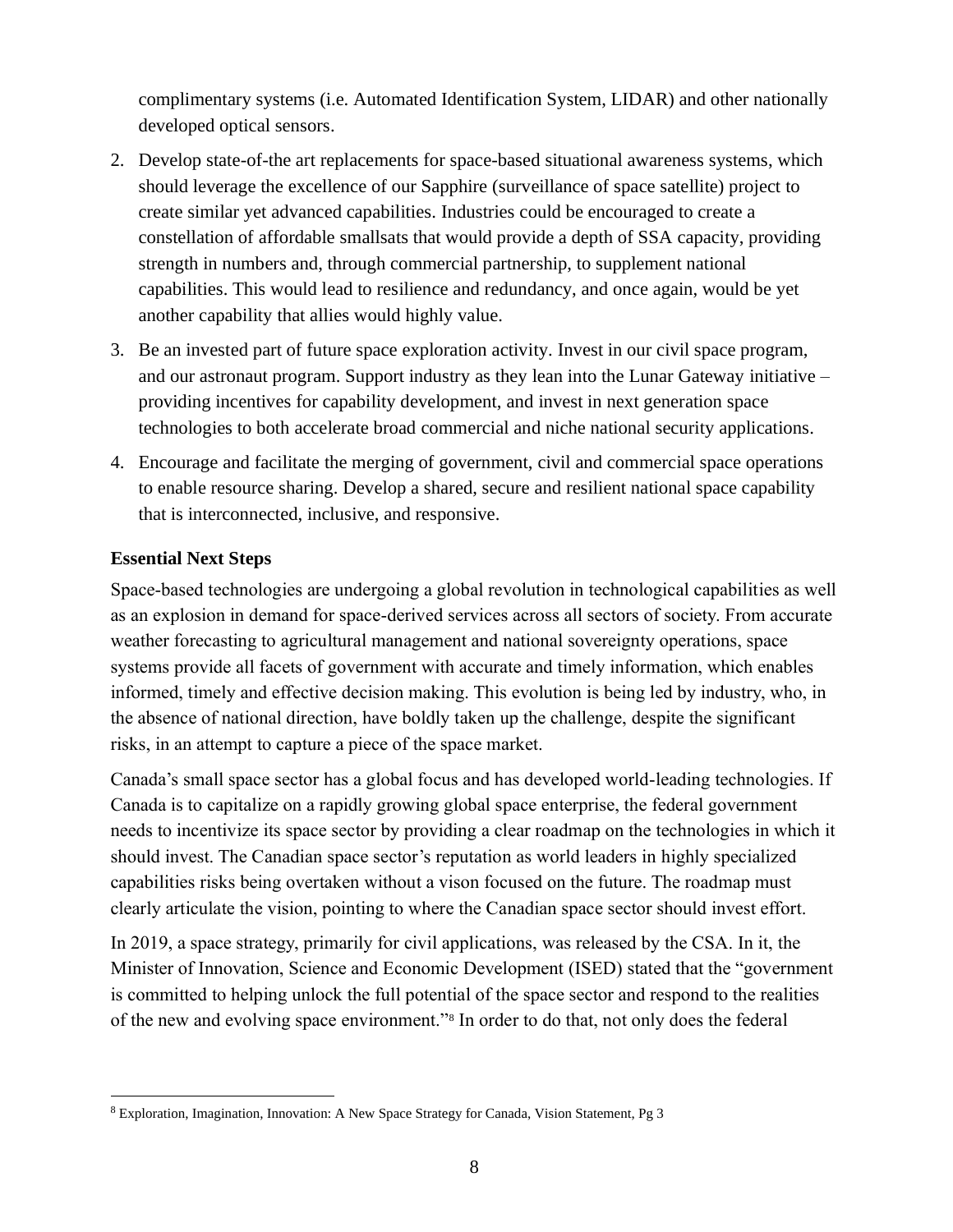complimentary systems (i.e. Automated Identification System, LIDAR) and other nationally developed optical sensors.

2. Develop state-of-the art replacements for space-based situational awareness systems, which should leverage the excellence of our Sapphire (surveillance of space satellite) project to create similar yet advanced capabilities. Industries could be encouraged to create a constellation of affordable smallsats that would provide a depth of SSA capacity, providing strength in numbers and, through commercial partnership, to supplement national capabilities. This would lead to resilience and redundancy, and once again, would be yet another capability that allies would highly value.
3. Be an invested part of future space exploration activity. Invest in our civil space program, and our astronaut program. Support industry as they lean into the Lunar Gateway initiative – providing incentives for capability development, and invest in next generation space technologies to both accelerate broad commercial and niche national security applications.
4. Encourage and facilitate the merging of government, civil and commercial space operations to enable resource sharing. Develop a shared, secure and resilient national space capability that is interconnected, inclusive, and responsive.

**Essential Next Steps**

Space-based technologies are undergoing a global revolution in technological capabilities as well as an explosion in demand for space-derived services across all sectors of society. From accurate weather forecasting to agricultural management and national sovereignty operations, space systems provide all facets of government with accurate and timely information, which enables informed, timely and effective decision making. This evolution is being led by industry, who, in the absence of national direction, have boldly taken up the challenge, despite the significant risks, in an attempt to capture a piece of the space market.

Canada's small space sector has a global focus and has developed world-leading technologies. If Canada is to capitalize on a rapidly growing global space enterprise, the federal government needs to incentivize its space sector by providing a clear roadmap on the technologies in which it should invest. The Canadian space sector's reputation as world leaders in highly specialized capabilities risks being overtaken without a vison focused on the future. The roadmap must clearly articulate the vision, pointing to where the Canadian space sector should invest effort.

In 2019, a space strategy, primarily for civil applications, was released by the CSA. In it, the Minister of Innovation, Science and Economic Development (ISED) stated that the "government is committed to helping unlock the full potential of the space sector and respond to the realities of the new and evolving space environment."[8] In order to do that, not only does the federal

[8] Exploration, Imagination, Innovation: A New Space Strategy for Canada, Vision Statement, Pg 3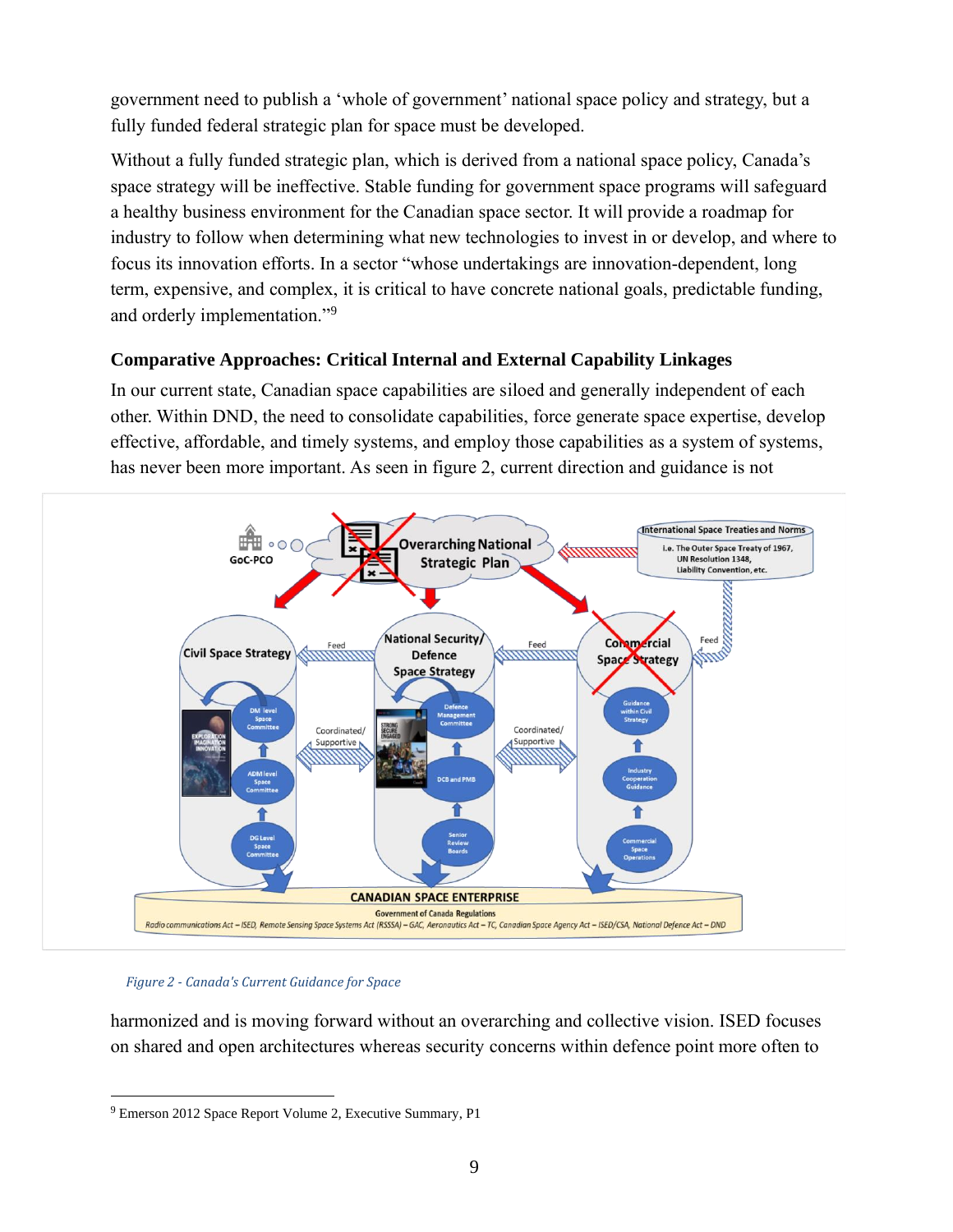government need to publish a 'whole of government' national space policy and strategy, but a fully funded federal strategic plan for space must be developed.

Without a fully funded strategic plan, which is derived from a national space policy, Canada's space strategy will be ineffective. Stable funding for government space programs will safeguard a healthy business environment for the Canadian space sector. It will provide a roadmap for industry to follow when determining what new technologies to invest in or develop, and where to focus its innovation efforts. In a sector "whose undertakings are innovation-dependent, long term, expensive, and complex, it is critical to have concrete national goals, predictable funding, and orderly implementation."[9]

### Comparative Approaches: Critical Internal and External Capability Linkages

In our current state, Canadian space capabilities are siloed and generally independent of each other. Within DND, the need to consolidate capabilities, force generate space expertise, develop effective, affordable, and timely systems, and employ those capabilities as a system of systems, has never been more important. As seen in figure 2, current direction and guidance is not

*Figure 2 - Canada's Current Guidance for Space*

harmonized and is moving forward without an overarching and collective vision. ISED focuses on shared and open architectures whereas security concerns within defence point more often to

---

[9] Emerson 2012 Space Report Volume 2, Executive Summary, P1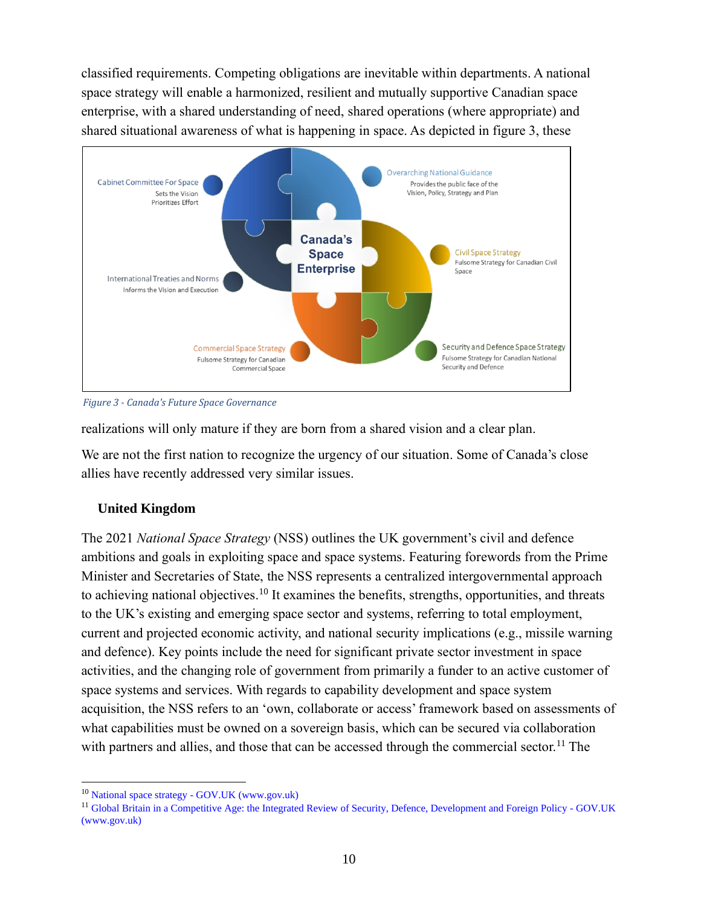classified requirements. Competing obligations are inevitable within departments. A national space strategy will enable a harmonized, resilient and mutually supportive Canadian space enterprise, with a shared understanding of need, shared operations (where appropriate) and shared situational awareness of what is happening in space. As depicted in figure 3, these realizations will only mature if they are born from a shared vision and a clear plan.

*Figure 3 - Canada's Future Space Governance*

We are not the first nation to recognize the urgency of our situation. Some of Canada's close allies have recently addressed very similar issues.

### United Kingdom

The 2021 *National Space Strategy* (NSS) outlines the UK government's civil and defence ambitions and goals in exploiting space and space systems. Featuring forewords from the Prime Minister and Secretaries of State, the NSS represents a centralized intergovernmental approach to achieving national objectives.[10] It examines the benefits, strengths, opportunities, and threats to the UK's existing and emerging space sector and systems, referring to total employment, current and projected economic activity, and national security implications (e.g., missile warning and defence). Key points include the need for significant private sector investment in space activities, and the changing role of government from primarily a funder to an active customer of space systems and services. With regards to capability development and space system acquisition, the NSS refers to an 'own, collaborate or access' framework based on assessments of what capabilities must be owned on a sovereign basis, which can be secured via collaboration with partners and allies, and those that can be accessed through the commercial sector.[11] The

---

[10] National space strategy - GOV.UK (www.gov.uk)

[11] Global Britain in a Competitive Age: the Integrated Review of Security, Defence, Development and Foreign Policy - GOV.UK (www.gov.uk)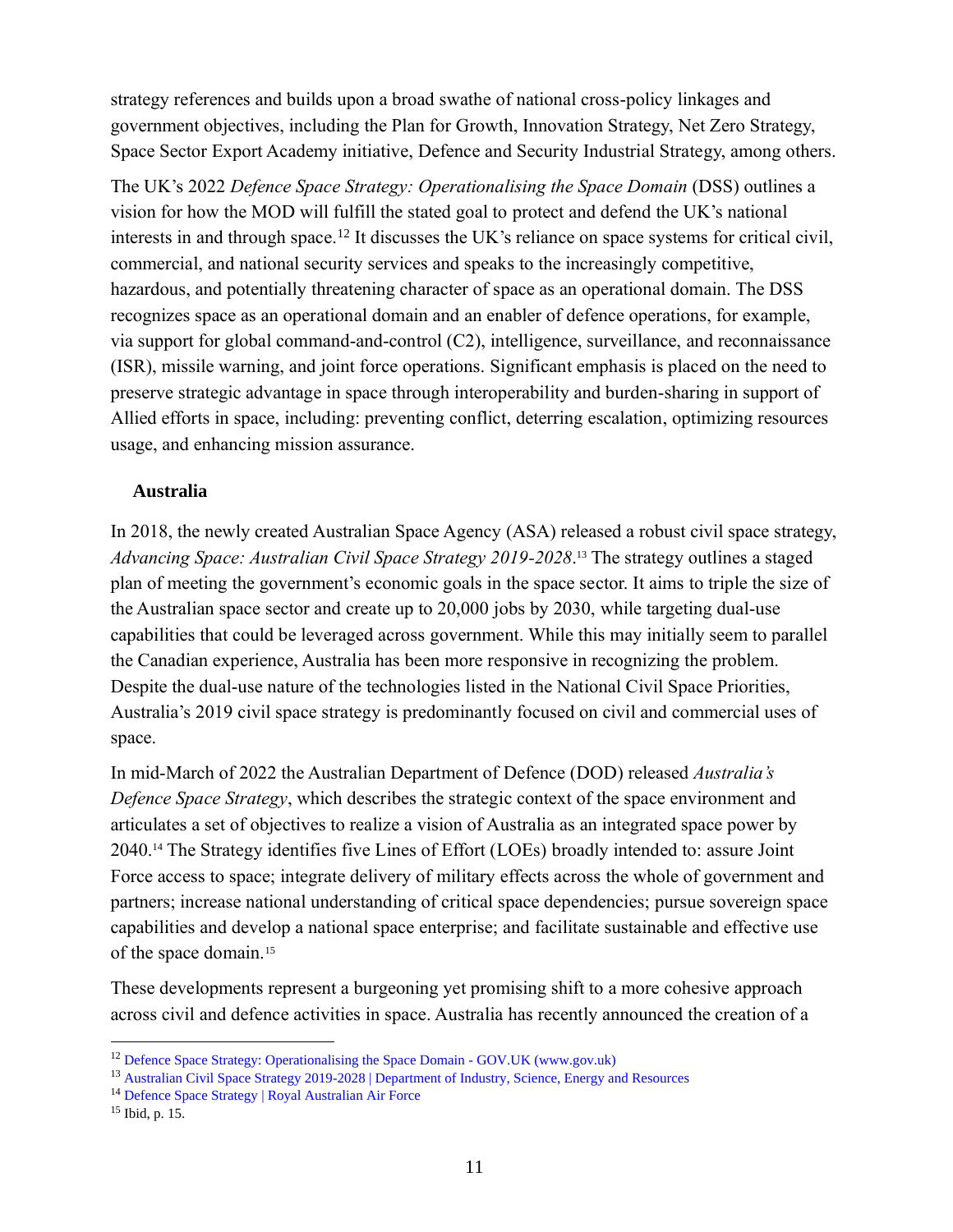strategy references and builds upon a broad swathe of national cross-policy linkages and government objectives, including the Plan for Growth, Innovation Strategy, Net Zero Strategy, Space Sector Export Academy initiative, Defence and Security Industrial Strategy, among others.

The UK's 2022 *Defence Space Strategy: Operationalising the Space Domain* (DSS) outlines a vision for how the MOD will fulfill the stated goal to protect and defend the UK's national interests in and through space.[12] It discusses the UK's reliance on space systems for critical civil, commercial, and national security services and speaks to the increasingly competitive, hazardous, and potentially threatening character of space as an operational domain. The DSS recognizes space as an operational domain and an enabler of defence operations, for example, via support for global command-and-control (C2), intelligence, surveillance, and reconnaissance (ISR), missile warning, and joint force operations. Significant emphasis is placed on the need to preserve strategic advantage in space through interoperability and burden-sharing in support of Allied efforts in space, including: preventing conflict, deterring escalation, optimizing resources usage, and enhancing mission assurance.

### Australia

In 2018, the newly created Australian Space Agency (ASA) released a robust civil space strategy, *Advancing Space: Australian Civil Space Strategy 2019-2028*.[13] The strategy outlines a staged plan of meeting the government's economic goals in the space sector. It aims to triple the size of the Australian space sector and create up to 20,000 jobs by 2030, while targeting dual-use capabilities that could be leveraged across government. While this may initially seem to parallel the Canadian experience, Australia has been more responsive in recognizing the problem. Despite the dual-use nature of the technologies listed in the National Civil Space Priorities, Australia's 2019 civil space strategy is predominantly focused on civil and commercial uses of space.

In mid-March of 2022 the Australian Department of Defence (DOD) released *Australia's Defence Space Strategy*, which describes the strategic context of the space environment and articulates a set of objectives to realize a vision of Australia as an integrated space power by 2040.[14] The Strategy identifies five Lines of Effort (LOEs) broadly intended to: assure Joint Force access to space; integrate delivery of military effects across the whole of government and partners; increase national understanding of critical space dependencies; pursue sovereign space capabilities and develop a national space enterprise; and facilitate sustainable and effective use of the space domain.[15]

These developments represent a burgeoning yet promising shift to a more cohesive approach across civil and defence activities in space. Australia has recently announced the creation of a

---

[12] Defence Space Strategy: Operationalising the Space Domain - GOV.UK (www.gov.uk)

[13] Australian Civil Space Strategy 2019-2028 | Department of Industry, Science, Energy and Resources

[14] Defence Space Strategy | Royal Australian Air Force

[15] Ibid, p. 15.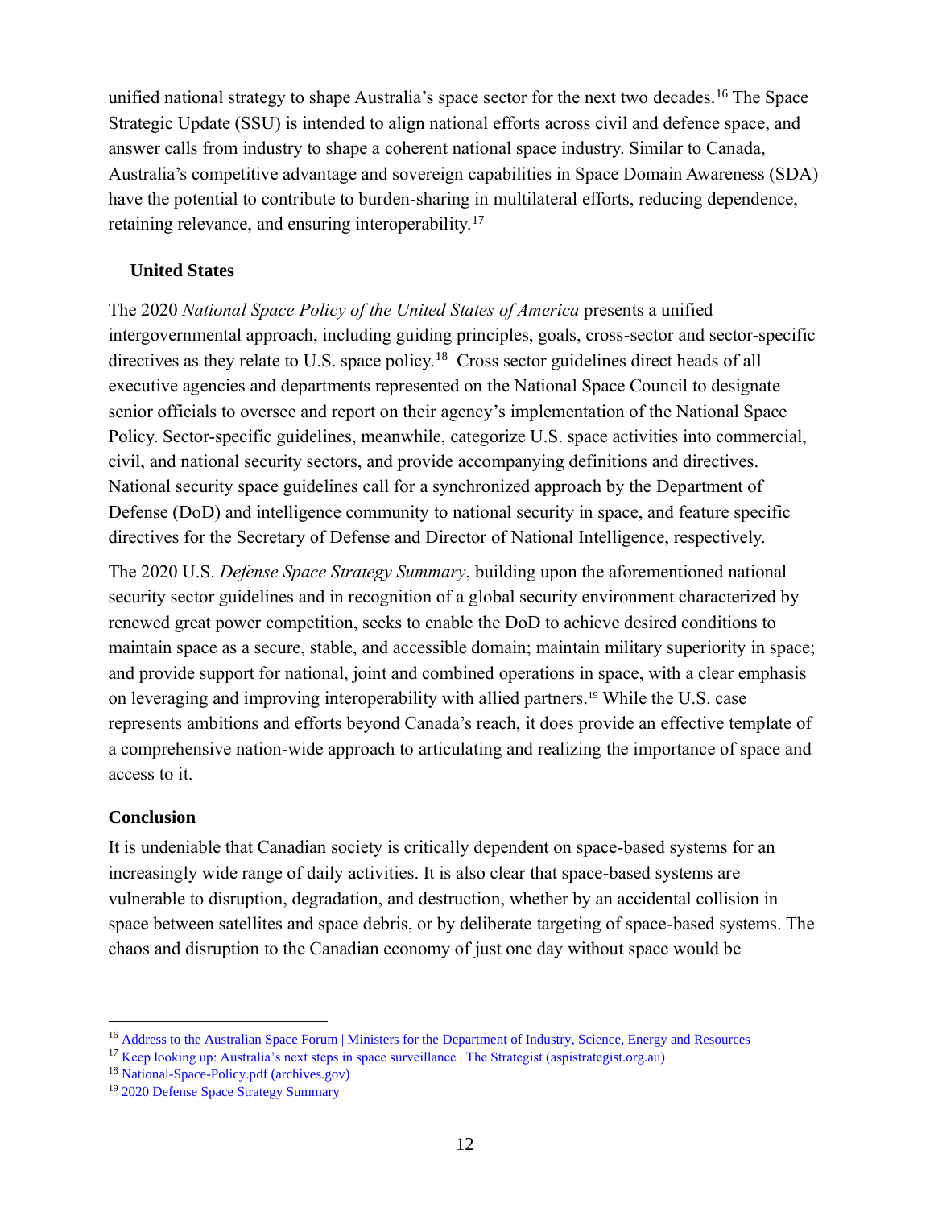unified national strategy to shape Australia's space sector for the next two decades.[16] The Space Strategic Update (SSU) is intended to align national efforts across civil and defence space, and answer calls from industry to shape a coherent national space industry. Similar to Canada, Australia's competitive advantage and sovereign capabilities in Space Domain Awareness (SDA) have the potential to contribute to burden-sharing in multilateral efforts, reducing dependence, retaining relevance, and ensuring interoperability.[17]

### United States

The 2020 *National Space Policy of the United States of America* presents a unified intergovernmental approach, including guiding principles, goals, cross-sector and sector-specific directives as they relate to U.S. space policy.[18] Cross sector guidelines direct heads of all executive agencies and departments represented on the National Space Council to designate senior officials to oversee and report on their agency's implementation of the National Space Policy. Sector-specific guidelines, meanwhile, categorize U.S. space activities into commercial, civil, and national security sectors, and provide accompanying definitions and directives. National security space guidelines call for a synchronized approach by the Department of Defense (DoD) and intelligence community to national security in space, and feature specific directives for the Secretary of Defense and Director of National Intelligence, respectively.

The 2020 U.S. *Defense Space Strategy Summary*, building upon the aforementioned national security sector guidelines and in recognition of a global security environment characterized by renewed great power competition, seeks to enable the DoD to achieve desired conditions to maintain space as a secure, stable, and accessible domain; maintain military superiority in space; and provide support for national, joint and combined operations in space, with a clear emphasis on leveraging and improving interoperability with allied partners.[19] While the U.S. case represents ambitions and efforts beyond Canada's reach, it does provide an effective template of a comprehensive nation-wide approach to articulating and realizing the importance of space and access to it.

### Conclusion

It is undeniable that Canadian society is critically dependent on space-based systems for an increasingly wide range of daily activities. It is also clear that space-based systems are vulnerable to disruption, degradation, and destruction, whether by an accidental collision in space between satellites and space debris, or by deliberate targeting of space-based systems. The chaos and disruption to the Canadian economy of just one day without space would be

---

[16] Address to the Australian Space Forum | Ministers for the Department of Industry, Science, Energy and Resources

[17] Keep looking up: Australia's next steps in space surveillance | The Strategist (aspistrategist.org.au)

[18] National-Space-Policy.pdf (archives.gov)

[19] 2020 Defense Space Strategy Summary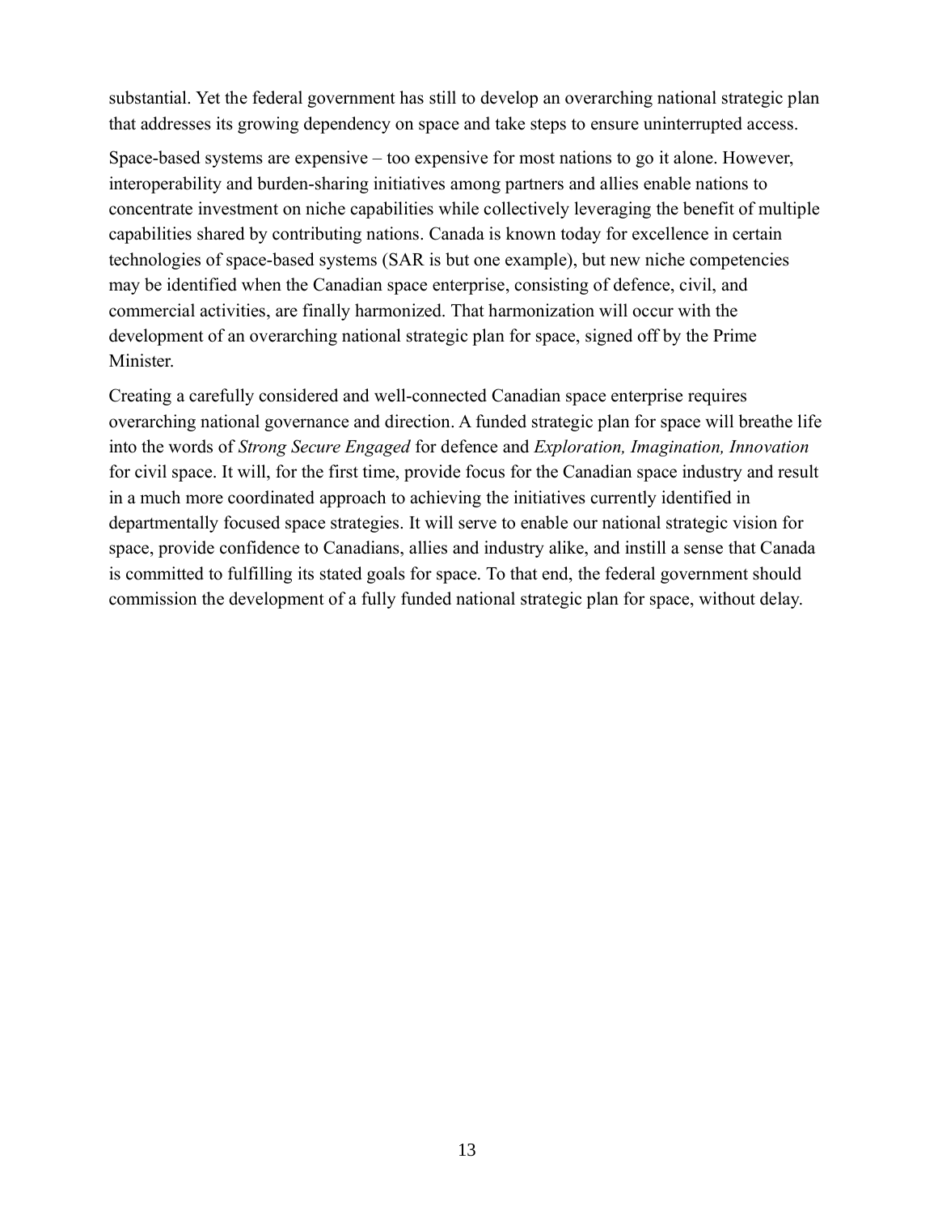substantial. Yet the federal government has still to develop an overarching national strategic plan that addresses its growing dependency on space and take steps to ensure uninterrupted access.

Space-based systems are expensive – too expensive for most nations to go it alone. However, interoperability and burden-sharing initiatives among partners and allies enable nations to concentrate investment on niche capabilities while collectively leveraging the benefit of multiple capabilities shared by contributing nations. Canada is known today for excellence in certain technologies of space-based systems (SAR is but one example), but new niche competencies may be identified when the Canadian space enterprise, consisting of defence, civil, and commercial activities, are finally harmonized. That harmonization will occur with the development of an overarching national strategic plan for space, signed off by the Prime Minister.

Creating a carefully considered and well-connected Canadian space enterprise requires overarching national governance and direction. A funded strategic plan for space will breathe life into the words of *Strong Secure Engaged* for defence and *Exploration, Imagination, Innovation* for civil space. It will, for the first time, provide focus for the Canadian space industry and result in a much more coordinated approach to achieving the initiatives currently identified in departmentally focused space strategies. It will serve to enable our national strategic vision for space, provide confidence to Canadians, allies and industry alike, and instill a sense that Canada is committed to fulfilling its stated goals for space. To that end, the federal government should commission the development of a fully funded national strategic plan for space, without delay.